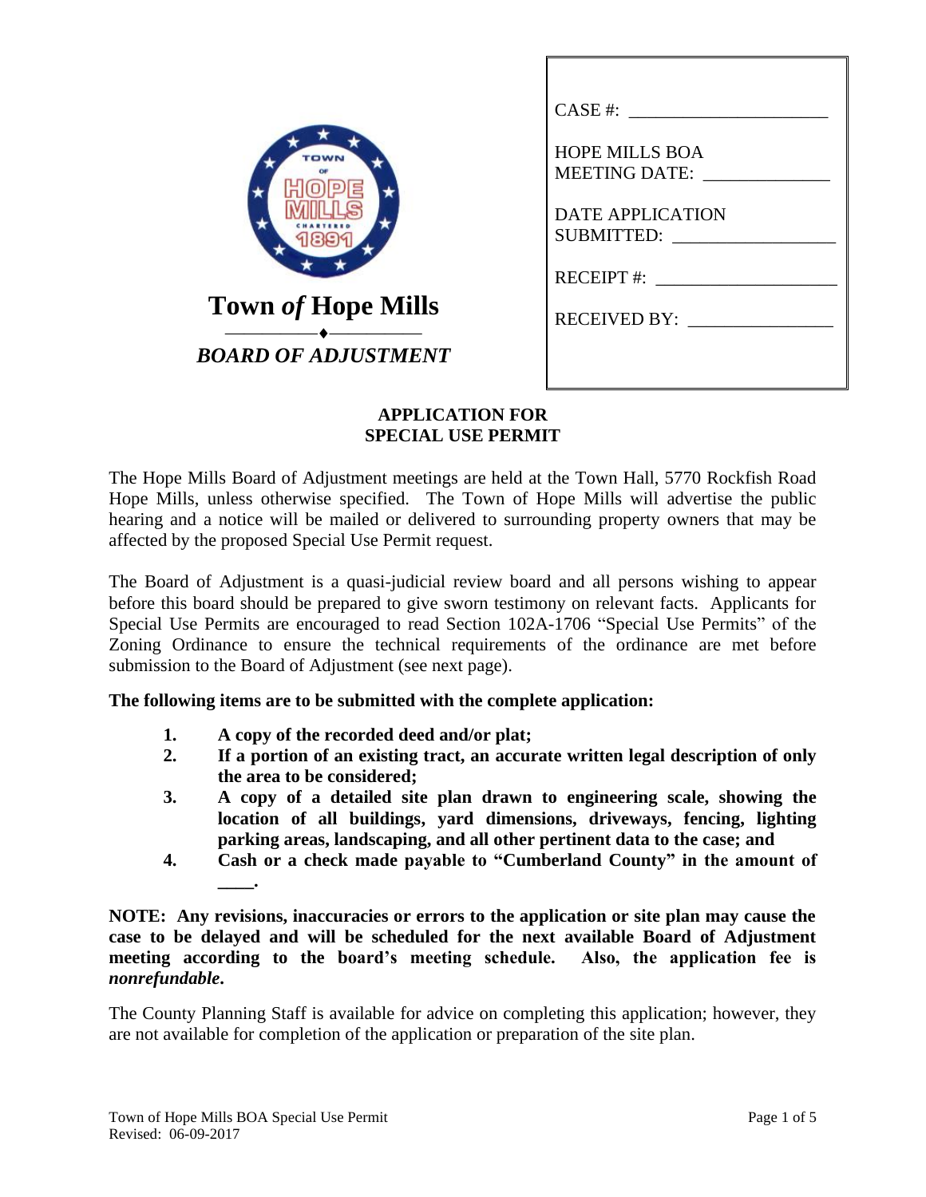# Town *of* Hope Mills

## *BOARD OF ADJUSTMENT*

CASE #: ______________________

HOPE MILLS BOA
MEETING DATE: ______________

DATE APPLICATION
SUBMITTED: __________________

RECEIPT #: ____________________

RECEIVED BY: ________________

## APPLICATION FOR SPECIAL USE PERMIT

The Hope Mills Board of Adjustment meetings are held at the Town Hall, 5770 Rockfish Road Hope Mills, unless otherwise specified. The Town of Hope Mills will advertise the public hearing and a notice will be mailed or delivered to surrounding property owners that may be affected by the proposed Special Use Permit request.

The Board of Adjustment is a quasi-judicial review board and all persons wishing to appear before this board should be prepared to give sworn testimony on relevant facts. Applicants for Special Use Permits are encouraged to read Section 102A-1706 "Special Use Permits" of the Zoning Ordinance to ensure the technical requirements of the ordinance are met before submission to the Board of Adjustment (see next page).

**The following items are to be submitted with the complete application:**

1. **A copy of the recorded deed and/or plat;**
2. **If a portion of an existing tract, an accurate written legal description of only the area to be considered;**
3. **A copy of a detailed site plan drawn to engineering scale, showing the location of all buildings, yard dimensions, driveways, fencing, lighting parking areas, landscaping, and all other pertinent data to the case; and**
4. **Cash or a check made payable to "Cumberland County" in the amount of ____.**

**NOTE: Any revisions, inaccuracies or errors to the application or site plan may cause the case to be delayed and will be scheduled for the next available Board of Adjustment meeting according to the board's meeting schedule. Also, the application fee is *nonrefundable*.**

The County Planning Staff is available for advice on completing this application; however, they are not available for completion of the application or preparation of the site plan.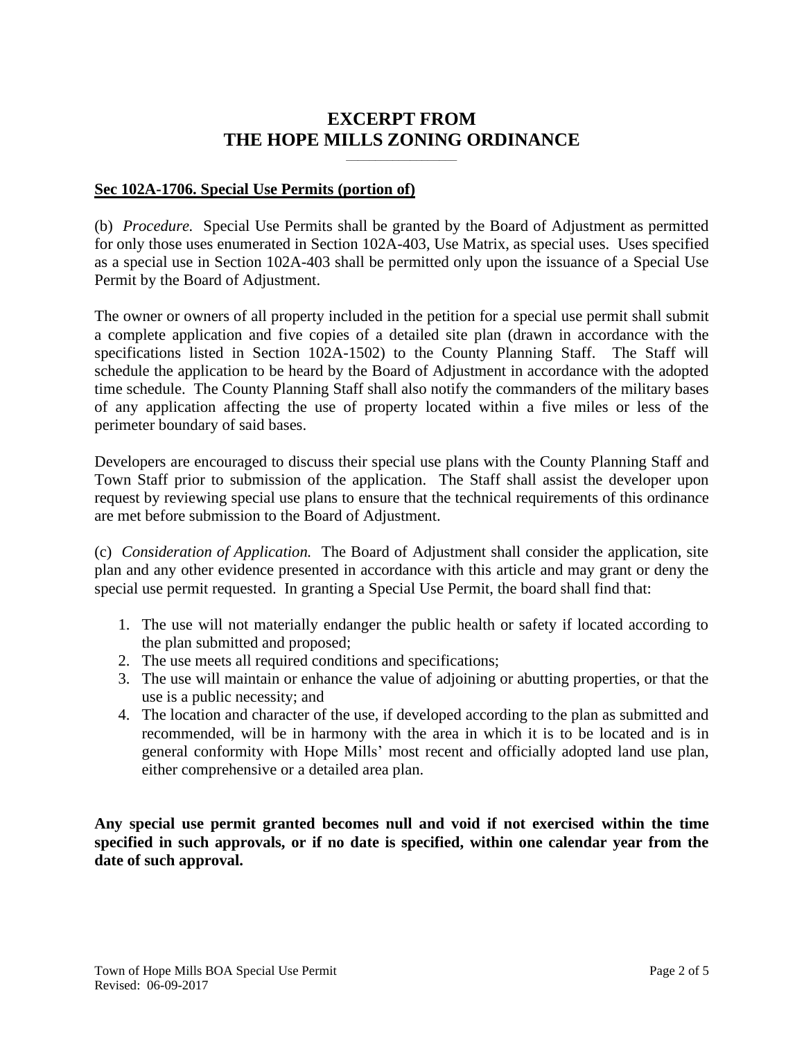# EXCERPT FROM THE HOPE MILLS ZONING ORDINANCE

**Sec 102A-1706. Special Use Permits (portion of)**

(b) *Procedure.* Special Use Permits shall be granted by the Board of Adjustment as permitted for only those uses enumerated in Section 102A-403, Use Matrix, as special uses. Uses specified as a special use in Section 102A-403 shall be permitted only upon the issuance of a Special Use Permit by the Board of Adjustment.

The owner or owners of all property included in the petition for a special use permit shall submit a complete application and five copies of a detailed site plan (drawn in accordance with the specifications listed in Section 102A-1502) to the County Planning Staff. The Staff will schedule the application to be heard by the Board of Adjustment in accordance with the adopted time schedule. The County Planning Staff shall also notify the commanders of the military bases of any application affecting the use of property located within a five miles or less of the perimeter boundary of said bases.

Developers are encouraged to discuss their special use plans with the County Planning Staff and Town Staff prior to submission of the application. The Staff shall assist the developer upon request by reviewing special use plans to ensure that the technical requirements of this ordinance are met before submission to the Board of Adjustment.

(c) *Consideration of Application.* The Board of Adjustment shall consider the application, site plan and any other evidence presented in accordance with this article and may grant or deny the special use permit requested. In granting a Special Use Permit, the board shall find that:

1. The use will not materially endanger the public health or safety if located according to the plan submitted and proposed;
2. The use meets all required conditions and specifications;
3. The use will maintain or enhance the value of adjoining or abutting properties, or that the use is a public necessity; and
4. The location and character of the use, if developed according to the plan as submitted and recommended, will be in harmony with the area in which it is to be located and is in general conformity with Hope Mills' most recent and officially adopted land use plan, either comprehensive or a detailed area plan.

**Any special use permit granted becomes null and void if not exercised within the time specified in such approvals, or if no date is specified, within one calendar year from the date of such approval.**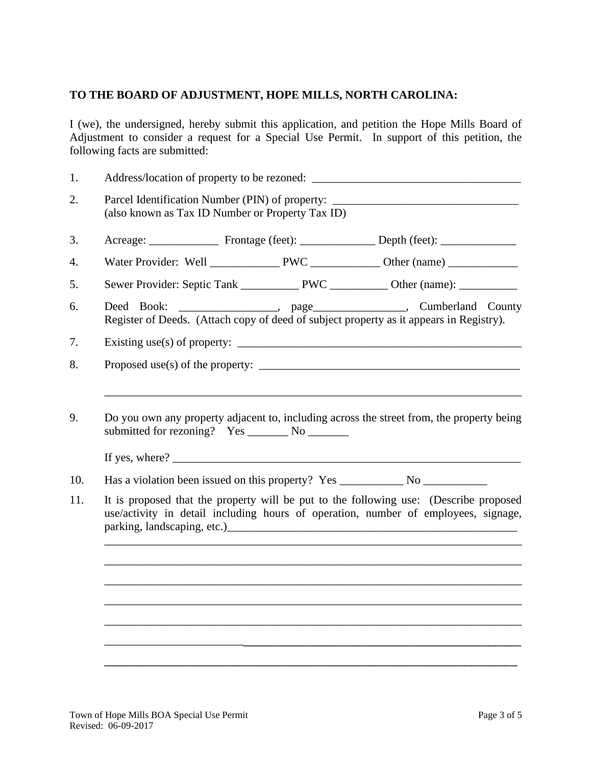**TO THE BOARD OF ADJUSTMENT, HOPE MILLS, NORTH CAROLINA:**

I (we), the undersigned, hereby submit this application, and petition the Hope Mills Board of Adjustment to consider a request for a Special Use Permit. In support of this petition, the following facts are submitted:

1. Address/location of property to be rezoned: ____________________________________

2. Parcel Identification Number (PIN) of property: ________________________________
   (also known as Tax ID Number or Property Tax ID)

3. Acreage: ____________ Frontage (feet): _____________ Depth (feet): _____________

4. Water Provider: Well ____________ PWC ____________ Other (name) ____________

5. Sewer Provider: Septic Tank __________ PWC __________ Other (name): __________

6. Deed Book: ________________, page_______________, Cumberland County Register of Deeds. (Attach copy of deed of subject property as it appears in Registry).

7. Existing use(s) of property: __________________________________________________

8. Proposed use(s) of the property: ______________________________________________

   _________________________________________________________________________

9. Do you own any property adjacent to, including across the street from, the property being submitted for rezoning? Yes _______ No _______

   If yes, where? ______________________________________________________________

10. Has a violation been issued on this property? Yes ___________ No ___________

11. It is proposed that the property will be put to the following use: (Describe proposed use/activity in detail including hours of operation, number of employees, signage, parking, landscaping, etc.)___________________________________________________

    _________________________________________________________________________

    _________________________________________________________________________

    _________________________________________________________________________

    _________________________________________________________________________

    _________________________________________________________________________

    _________________________________________________________________________

    _________________________________________________________________________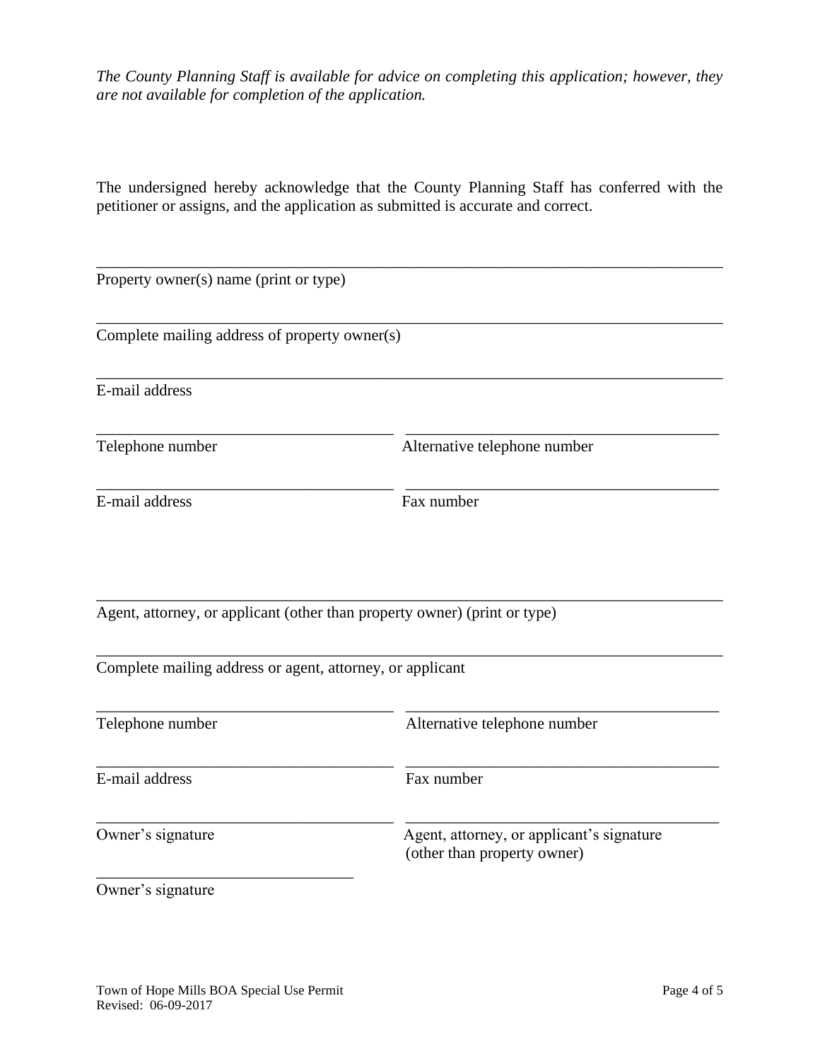*The County Planning Staff is available for advice on completing this application; however, they are not available for completion of the application.*

The undersigned hereby acknowledge that the County Planning Staff has conferred with the petitioner or assigns, and the application as submitted is accurate and correct.

\_\_\_\_\_\_\_\_\_\_\_\_\_\_\_\_\_\_\_\_\_\_\_\_\_\_\_\_\_\_\_\_\_\_\_\_\_\_\_\_\_\_\_\_\_\_\_\_\_\_\_\_\_\_\_\_\_\_\_\_\_\_\_\_\_\_\_\_\_\_
Property owner(s) name (print or type)

\_\_\_\_\_\_\_\_\_\_\_\_\_\_\_\_\_\_\_\_\_\_\_\_\_\_\_\_\_\_\_\_\_\_\_\_\_\_\_\_\_\_\_\_\_\_\_\_\_\_\_\_\_\_\_\_\_\_\_\_\_\_\_\_\_\_\_\_\_\_
Complete mailing address of property owner(s)

\_\_\_\_\_\_\_\_\_\_\_\_\_\_\_\_\_\_\_\_\_\_\_\_\_\_\_\_\_\_\_\_\_\_\_\_\_\_\_\_\_\_\_\_\_\_\_\_\_\_\_\_\_\_\_\_\_\_\_\_\_\_\_\_\_\_\_\_\_\_
E-mail address

| | |
|---|---|
| \_\_\_\_\_\_\_\_\_\_\_\_\_\_\_\_\_\_\_\_\_\_\_\_\_\_\_\_\_\_\_\_\_\_\_ | \_\_\_\_\_\_\_\_\_\_\_\_\_\_\_\_\_\_\_\_\_\_\_\_\_\_\_\_\_\_\_\_\_\_\_\_\_ |
| Telephone number | Alternative telephone number |
| \_\_\_\_\_\_\_\_\_\_\_\_\_\_\_\_\_\_\_\_\_\_\_\_\_\_\_\_\_\_\_\_\_\_\_ | \_\_\_\_\_\_\_\_\_\_\_\_\_\_\_\_\_\_\_\_\_\_\_\_\_\_\_\_\_\_\_\_\_\_\_\_\_ |
| E-mail address | Fax number |

\_\_\_\_\_\_\_\_\_\_\_\_\_\_\_\_\_\_\_\_\_\_\_\_\_\_\_\_\_\_\_\_\_\_\_\_\_\_\_\_\_\_\_\_\_\_\_\_\_\_\_\_\_\_\_\_\_\_\_\_\_\_\_\_\_\_\_\_\_\_
Agent, attorney, or applicant (other than property owner) (print or type)

\_\_\_\_\_\_\_\_\_\_\_\_\_\_\_\_\_\_\_\_\_\_\_\_\_\_\_\_\_\_\_\_\_\_\_\_\_\_\_\_\_\_\_\_\_\_\_\_\_\_\_\_\_\_\_\_\_\_\_\_\_\_\_\_\_\_\_\_\_\_
Complete mailing address or agent, attorney, or applicant

| | |
|---|---|
| \_\_\_\_\_\_\_\_\_\_\_\_\_\_\_\_\_\_\_\_\_\_\_\_\_\_\_\_\_\_\_\_\_\_\_ | \_\_\_\_\_\_\_\_\_\_\_\_\_\_\_\_\_\_\_\_\_\_\_\_\_\_\_\_\_\_\_\_\_\_\_\_\_ |
| Telephone number | Alternative telephone number |
| \_\_\_\_\_\_\_\_\_\_\_\_\_\_\_\_\_\_\_\_\_\_\_\_\_\_\_\_\_\_\_\_\_\_\_ | \_\_\_\_\_\_\_\_\_\_\_\_\_\_\_\_\_\_\_\_\_\_\_\_\_\_\_\_\_\_\_\_\_\_\_\_\_ |
| E-mail address | Fax number |
| \_\_\_\_\_\_\_\_\_\_\_\_\_\_\_\_\_\_\_\_\_\_\_\_\_\_\_\_\_\_\_\_\_\_\_ | \_\_\_\_\_\_\_\_\_\_\_\_\_\_\_\_\_\_\_\_\_\_\_\_\_\_\_\_\_\_\_\_\_\_\_\_\_ |
| Owner's signature | Agent, attorney, or applicant's signature (other than property owner) |

\_\_\_\_\_\_\_\_\_\_\_\_\_\_\_\_\_\_\_\_\_\_\_\_\_\_\_\_\_\_
Owner's signature

Town of Hope Mills BOA Special Use Permit
Revised: 06-09-2017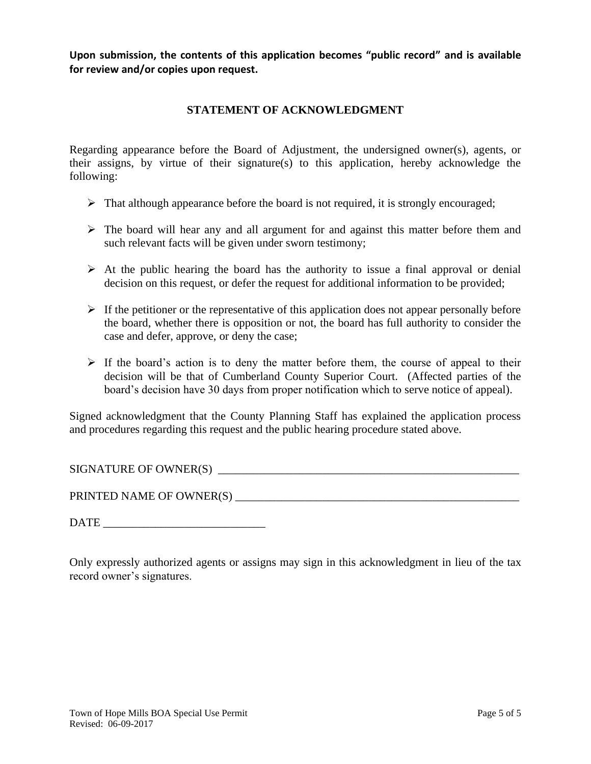**Upon submission, the contents of this application becomes "public record" and is available for review and/or copies upon request.**

## STATEMENT OF ACKNOWLEDGMENT

Regarding appearance before the Board of Adjustment, the undersigned owner(s), agents, or their assigns, by virtue of their signature(s) to this application, hereby acknowledge the following:

- That although appearance before the board is not required, it is strongly encouraged;
- The board will hear any and all argument for and against this matter before them and such relevant facts will be given under sworn testimony;
- At the public hearing the board has the authority to issue a final approval or denial decision on this request, or defer the request for additional information to be provided;
- If the petitioner or the representative of this application does not appear personally before the board, whether there is opposition or not, the board has full authority to consider the case and defer, approve, or deny the case;
- If the board's action is to deny the matter before them, the course of appeal to their decision will be that of Cumberland County Superior Court. (Affected parties of the board's decision have 30 days from proper notification which to serve notice of appeal).

Signed acknowledgment that the County Planning Staff has explained the application process and procedures regarding this request and the public hearing procedure stated above.

SIGNATURE OF OWNER(S) ______________________________________________________

PRINTED NAME OF OWNER(S) __________________________________________________

DATE ___________________________

Only expressly authorized agents or assigns may sign in this acknowledgment in lieu of the tax record owner's signatures.